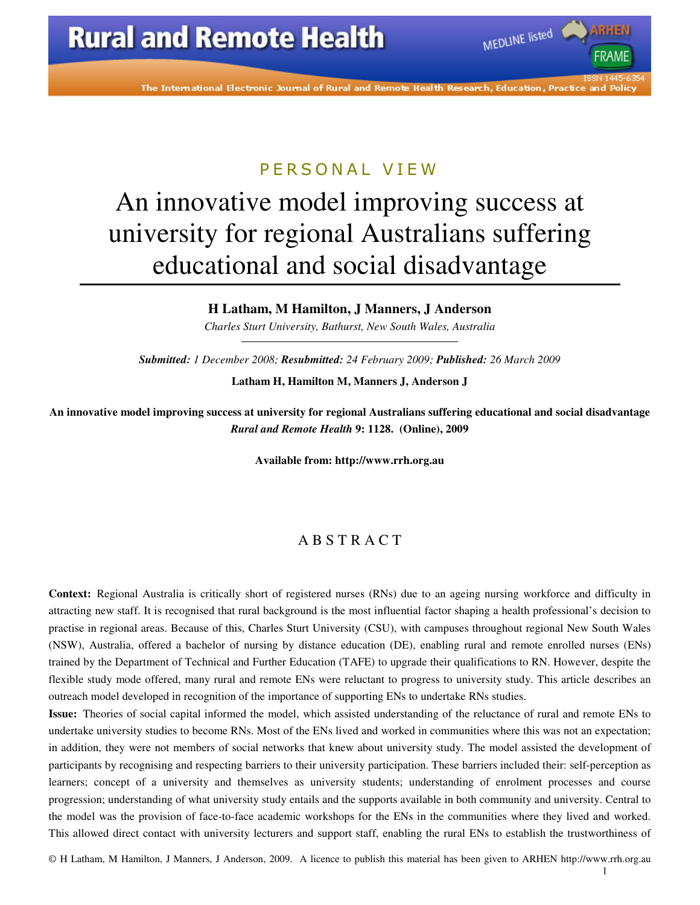PERSONAL VIEW

# An innovative model improving success at university for regional Australians suffering educational and social disadvantage

**H Latham, M Hamilton, J Manners, J Anderson**

*Charles Sturt University, Bathurst, New South Wales, Australia*

***Submitted:*** *1 December 2008;* ***Resubmitted:*** *24 February 2009;* ***Published:*** *26 March 2009*

**Latham H, Hamilton M, Manners J, Anderson J**

**An innovative model improving success at university for regional Australians suffering educational and social disadvantage**
***Rural and Remote Health*** **9: 1128. (Online), 2009**

**Available from: http://www.rrh.org.au**

## ABSTRACT

**Context:** Regional Australia is critically short of registered nurses (RNs) due to an ageing nursing workforce and difficulty in attracting new staff. It is recognised that rural background is the most influential factor shaping a health professional's decision to practise in regional areas. Because of this, Charles Sturt University (CSU), with campuses throughout regional New South Wales (NSW), Australia, offered a bachelor of nursing by distance education (DE), enabling rural and remote enrolled nurses (ENs) trained by the Department of Technical and Further Education (TAFE) to upgrade their qualifications to RN. However, despite the flexible study mode offered, many rural and remote ENs were reluctant to progress to university study. This article describes an outreach model developed in recognition of the importance of supporting ENs to undertake RNs studies.

**Issue:** Theories of social capital informed the model, which assisted understanding of the reluctance of rural and remote ENs to undertake university studies to become RNs. Most of the ENs lived and worked in communities where this was not an expectation; in addition, they were not members of social networks that knew about university study. The model assisted the development of participants by recognising and respecting barriers to their university participation. These barriers included their: self-perception as learners; concept of a university and themselves as university students; understanding of enrolment processes and course progression; understanding of what university study entails and the supports available in both community and university. Central to the model was the provision of face-to-face academic workshops for the ENs in the communities where they lived and worked. This allowed direct contact with university lecturers and support staff, enabling the rural ENs to establish the trustworthiness of

© H Latham, M Hamilton, J Manners, J Anderson, 2009. A licence to publish this material has been given to ARHEN http://www.rrh.org.au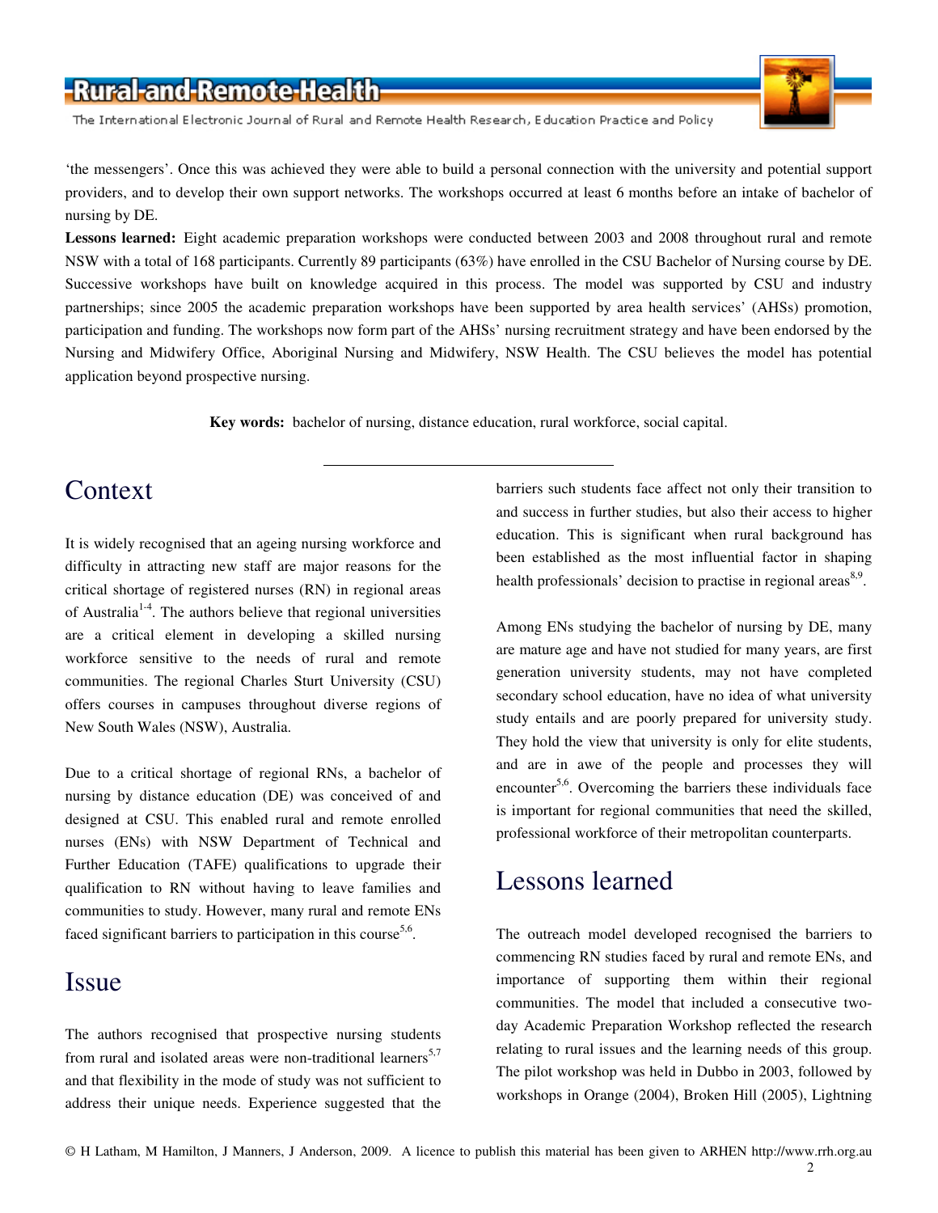'the messengers'. Once this was achieved they were able to build a personal connection with the university and potential support providers, and to develop their own support networks. The workshops occurred at least 6 months before an intake of bachelor of nursing by DE.

**Lessons learned:** Eight academic preparation workshops were conducted between 2003 and 2008 throughout rural and remote NSW with a total of 168 participants. Currently 89 participants (63%) have enrolled in the CSU Bachelor of Nursing course by DE. Successive workshops have built on knowledge acquired in this process. The model was supported by CSU and industry partnerships; since 2005 the academic preparation workshops have been supported by area health services' (AHSs) promotion, participation and funding. The workshops now form part of the AHSs' nursing recruitment strategy and have been endorsed by the Nursing and Midwifery Office, Aboriginal Nursing and Midwifery, NSW Health. The CSU believes the model has potential application beyond prospective nursing.

**Key words:** bachelor of nursing, distance education, rural workforce, social capital.

# Context

It is widely recognised that an ageing nursing workforce and difficulty in attracting new staff are major reasons for the critical shortage of registered nurses (RN) in regional areas of Australia[1-4]. The authors believe that regional universities are a critical element in developing a skilled nursing workforce sensitive to the needs of rural and remote communities. The regional Charles Sturt University (CSU) offers courses in campuses throughout diverse regions of New South Wales (NSW), Australia.

Due to a critical shortage of regional RNs, a bachelor of nursing by distance education (DE) was conceived of and designed at CSU. This enabled rural and remote enrolled nurses (ENs) with NSW Department of Technical and Further Education (TAFE) qualifications to upgrade their qualification to RN without having to leave families and communities to study. However, many rural and remote ENs faced significant barriers to participation in this course[5,6].

# Issue

The authors recognised that prospective nursing students from rural and isolated areas were non-traditional learners[5,7] and that flexibility in the mode of study was not sufficient to address their unique needs. Experience suggested that the barriers such students face affect not only their transition to and success in further studies, but also their access to higher education. This is significant when rural background has been established as the most influential factor in shaping health professionals' decision to practise in regional areas[8,9].

Among ENs studying the bachelor of nursing by DE, many are mature age and have not studied for many years, are first generation university students, may not have completed secondary school education, have no idea of what university study entails and are poorly prepared for university study. They hold the view that university is only for elite students, and are in awe of the people and processes they will encounter[5,6]. Overcoming the barriers these individuals face is important for regional communities that need the skilled, professional workforce of their metropolitan counterparts.

# Lessons learned

The outreach model developed recognised the barriers to commencing RN studies faced by rural and remote ENs, and importance of supporting them within their regional communities. The model that included a consecutive two-day Academic Preparation Workshop reflected the research relating to rural issues and the learning needs of this group. The pilot workshop was held in Dubbo in 2003, followed by workshops in Orange (2004), Broken Hill (2005), Lightning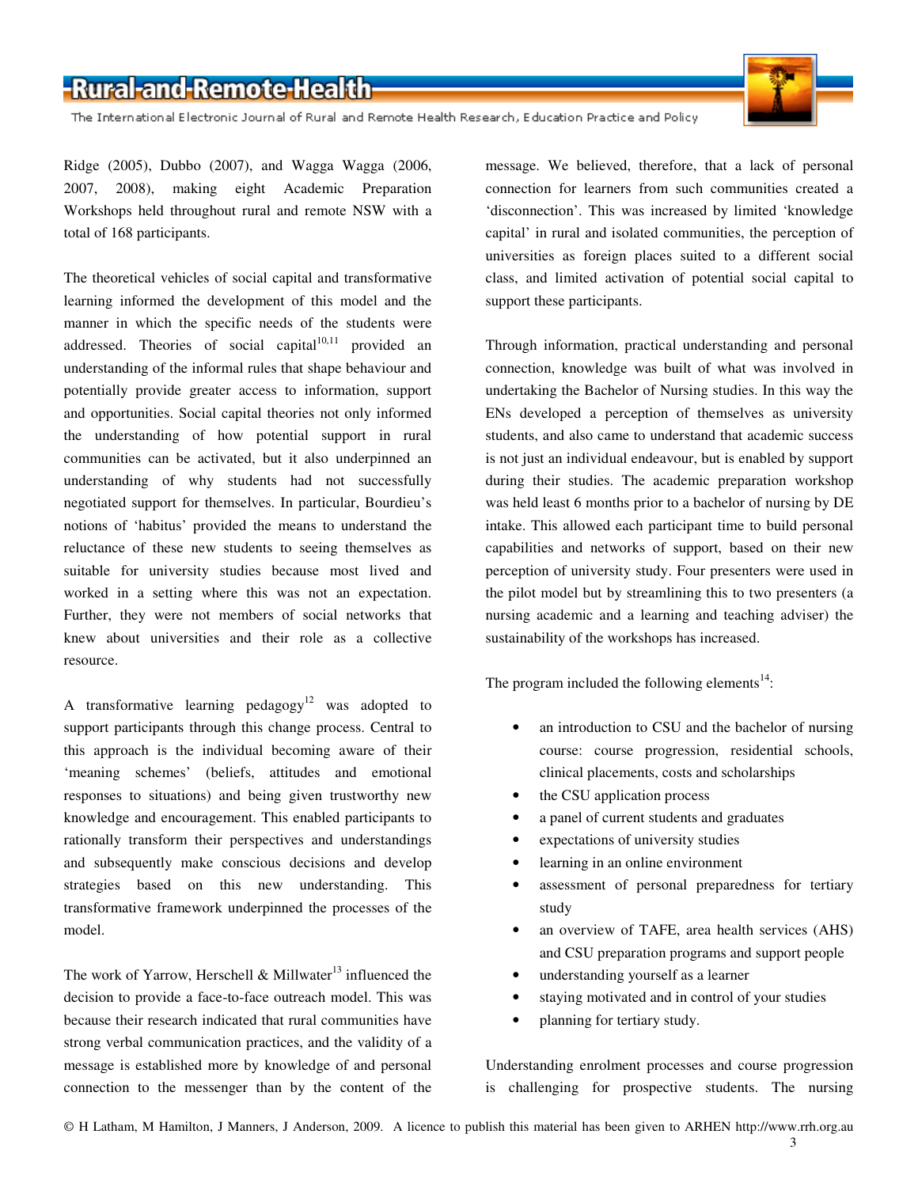Ridge (2005), Dubbo (2007), and Wagga Wagga (2006, 2007, 2008), making eight Academic Preparation Workshops held throughout rural and remote NSW with a total of 168 participants.

The theoretical vehicles of social capital and transformative learning informed the development of this model and the manner in which the specific needs of the students were addressed. Theories of social capital[10,11] provided an understanding of the informal rules that shape behaviour and potentially provide greater access to information, support and opportunities. Social capital theories not only informed the understanding of how potential support in rural communities can be activated, but it also underpinned an understanding of why students had not successfully negotiated support for themselves. In particular, Bourdieu's notions of 'habitus' provided the means to understand the reluctance of these new students to seeing themselves as suitable for university studies because most lived and worked in a setting where this was not an expectation. Further, they were not members of social networks that knew about universities and their role as a collective resource.

A transformative learning pedagogy[12] was adopted to support participants through this change process. Central to this approach is the individual becoming aware of their 'meaning schemes' (beliefs, attitudes and emotional responses to situations) and being given trustworthy new knowledge and encouragement. This enabled participants to rationally transform their perspectives and understandings and subsequently make conscious decisions and develop strategies based on this new understanding. This transformative framework underpinned the processes of the model.

The work of Yarrow, Herschell & Millwater[13] influenced the decision to provide a face-to-face outreach model. This was because their research indicated that rural communities have strong verbal communication practices, and the validity of a message is established more by knowledge of and personal connection to the messenger than by the content of the message. We believed, therefore, that a lack of personal connection for learners from such communities created a 'disconnection'. This was increased by limited 'knowledge capital' in rural and isolated communities, the perception of universities as foreign places suited to a different social class, and limited activation of potential social capital to support these participants.

Through information, practical understanding and personal connection, knowledge was built of what was involved in undertaking the Bachelor of Nursing studies. In this way the ENs developed a perception of themselves as university students, and also came to understand that academic success is not just an individual endeavour, but is enabled by support during their studies. The academic preparation workshop was held least 6 months prior to a bachelor of nursing by DE intake. This allowed each participant time to build personal capabilities and networks of support, based on their new perception of university study. Four presenters were used in the pilot model but by streamlining this to two presenters (a nursing academic and a learning and teaching adviser) the sustainability of the workshops has increased.

The program included the following elements[14]:

- an introduction to CSU and the bachelor of nursing course: course progression, residential schools, clinical placements, costs and scholarships
- the CSU application process
- a panel of current students and graduates
- expectations of university studies
- learning in an online environment
- assessment of personal preparedness for tertiary study
- an overview of TAFE, area health services (AHS) and CSU preparation programs and support people
- understanding yourself as a learner
- staying motivated and in control of your studies
- planning for tertiary study.

Understanding enrolment processes and course progression is challenging for prospective students. The nursing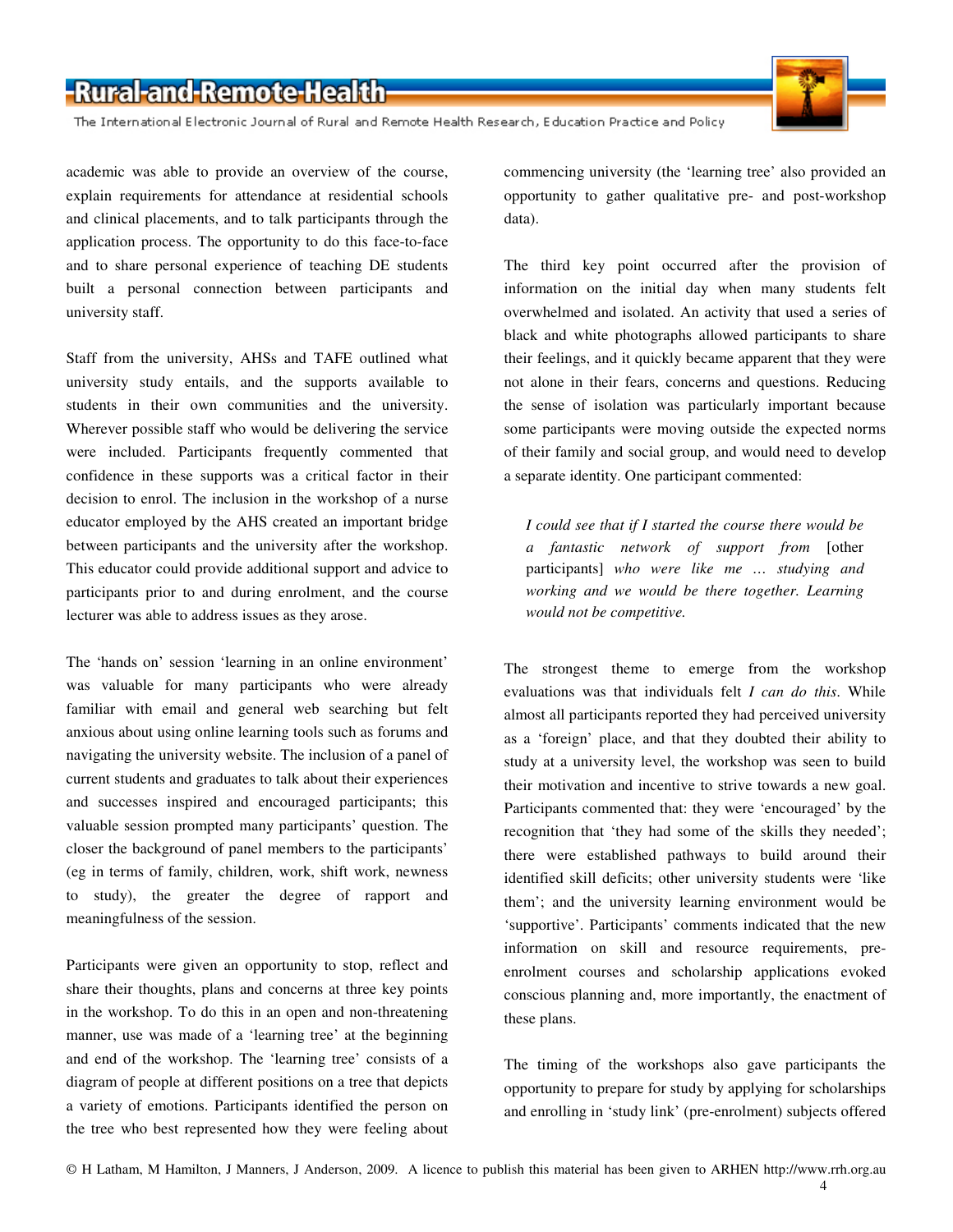academic was able to provide an overview of the course, explain requirements for attendance at residential schools and clinical placements, and to talk participants through the application process. The opportunity to do this face-to-face and to share personal experience of teaching DE students built a personal connection between participants and university staff.

Staff from the university, AHSs and TAFE outlined what university study entails, and the supports available to students in their own communities and the university. Wherever possible staff who would be delivering the service were included. Participants frequently commented that confidence in these supports was a critical factor in their decision to enrol. The inclusion in the workshop of a nurse educator employed by the AHS created an important bridge between participants and the university after the workshop. This educator could provide additional support and advice to participants prior to and during enrolment, and the course lecturer was able to address issues as they arose.

The 'hands on' session 'learning in an online environment' was valuable for many participants who were already familiar with email and general web searching but felt anxious about using online learning tools such as forums and navigating the university website. The inclusion of a panel of current students and graduates to talk about their experiences and successes inspired and encouraged participants; this valuable session prompted many participants' question. The closer the background of panel members to the participants' (eg in terms of family, children, work, shift work, newness to study), the greater the degree of rapport and meaningfulness of the session.

Participants were given an opportunity to stop, reflect and share their thoughts, plans and concerns at three key points in the workshop. To do this in an open and non-threatening manner, use was made of a 'learning tree' at the beginning and end of the workshop. The 'learning tree' consists of a diagram of people at different positions on a tree that depicts a variety of emotions. Participants identified the person on the tree who best represented how they were feeling about commencing university (the 'learning tree' also provided an opportunity to gather qualitative pre- and post-workshop data).

The third key point occurred after the provision of information on the initial day when many students felt overwhelmed and isolated. An activity that used a series of black and white photographs allowed participants to share their feelings, and it quickly became apparent that they were not alone in their fears, concerns and questions. Reducing the sense of isolation was particularly important because some participants were moving outside the expected norms of their family and social group, and would need to develop a separate identity. One participant commented:

> *I could see that if I started the course there would be a fantastic network of support from* [other participants] *who were like me … studying and working and we would be there together. Learning would not be competitive.*

The strongest theme to emerge from the workshop evaluations was that individuals felt *I can do this*. While almost all participants reported they had perceived university as a 'foreign' place, and that they doubted their ability to study at a university level, the workshop was seen to build their motivation and incentive to strive towards a new goal. Participants commented that: they were 'encouraged' by the recognition that 'they had some of the skills they needed'; there were established pathways to build around their identified skill deficits; other university students were 'like them'; and the university learning environment would be 'supportive'. Participants' comments indicated that the new information on skill and resource requirements, pre-enrolment courses and scholarship applications evoked conscious planning and, more importantly, the enactment of these plans.

The timing of the workshops also gave participants the opportunity to prepare for study by applying for scholarships and enrolling in 'study link' (pre-enrolment) subjects offered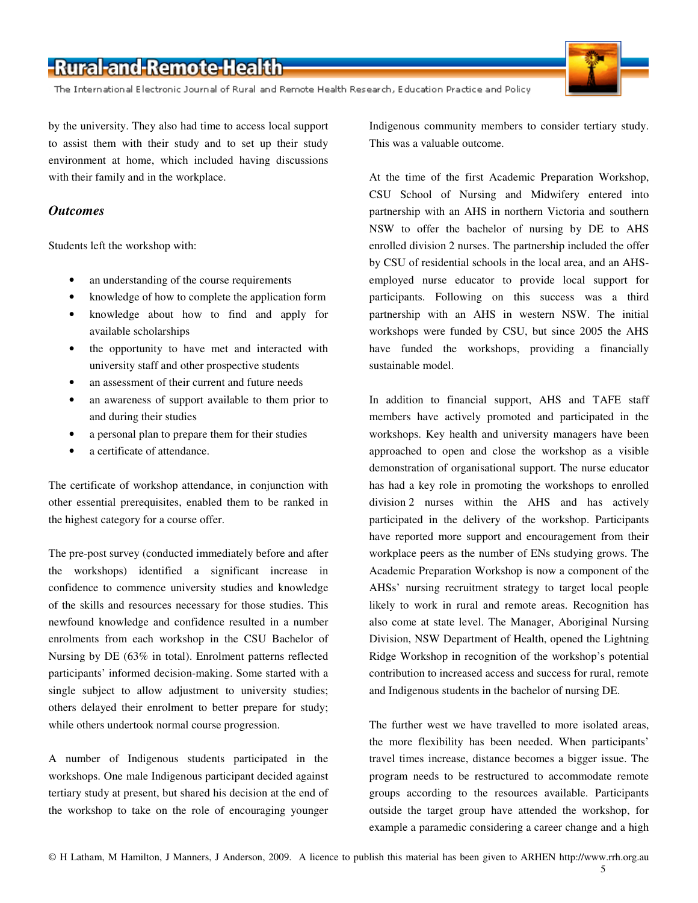by the university. They also had time to access local support to assist them with their study and to set up their study environment at home, which included having discussions with their family and in the workplace.

### *Outcomes*

Students left the workshop with:

- an understanding of the course requirements
- knowledge of how to complete the application form
- knowledge about how to find and apply for available scholarships
- the opportunity to have met and interacted with university staff and other prospective students
- an assessment of their current and future needs
- an awareness of support available to them prior to and during their studies
- a personal plan to prepare them for their studies
- a certificate of attendance.

The certificate of workshop attendance, in conjunction with other essential prerequisites, enabled them to be ranked in the highest category for a course offer.

The pre-post survey (conducted immediately before and after the workshops) identified a significant increase in confidence to commence university studies and knowledge of the skills and resources necessary for those studies. This newfound knowledge and confidence resulted in a number enrolments from each workshop in the CSU Bachelor of Nursing by DE (63% in total). Enrolment patterns reflected participants' informed decision-making. Some started with a single subject to allow adjustment to university studies; others delayed their enrolment to better prepare for study; while others undertook normal course progression.

A number of Indigenous students participated in the workshops. One male Indigenous participant decided against tertiary study at present, but shared his decision at the end of the workshop to take on the role of encouraging younger Indigenous community members to consider tertiary study. This was a valuable outcome.

At the time of the first Academic Preparation Workshop, CSU School of Nursing and Midwifery entered into partnership with an AHS in northern Victoria and southern NSW to offer the bachelor of nursing by DE to AHS enrolled division 2 nurses. The partnership included the offer by CSU of residential schools in the local area, and an AHS-employed nurse educator to provide local support for participants. Following on this success was a third partnership with an AHS in western NSW. The initial workshops were funded by CSU, but since 2005 the AHS have funded the workshops, providing a financially sustainable model.

In addition to financial support, AHS and TAFE staff members have actively promoted and participated in the workshops. Key health and university managers have been approached to open and close the workshop as a visible demonstration of organisational support. The nurse educator has had a key role in promoting the workshops to enrolled division 2 nurses within the AHS and has actively participated in the delivery of the workshop. Participants have reported more support and encouragement from their workplace peers as the number of ENs studying grows. The Academic Preparation Workshop is now a component of the AHSs' nursing recruitment strategy to target local people likely to work in rural and remote areas. Recognition has also come at state level. The Manager, Aboriginal Nursing Division, NSW Department of Health, opened the Lightning Ridge Workshop in recognition of the workshop's potential contribution to increased access and success for rural, remote and Indigenous students in the bachelor of nursing DE.

The further west we have travelled to more isolated areas, the more flexibility has been needed. When participants' travel times increase, distance becomes a bigger issue. The program needs to be restructured to accommodate remote groups according to the resources available. Participants outside the target group have attended the workshop, for example a paramedic considering a career change and a high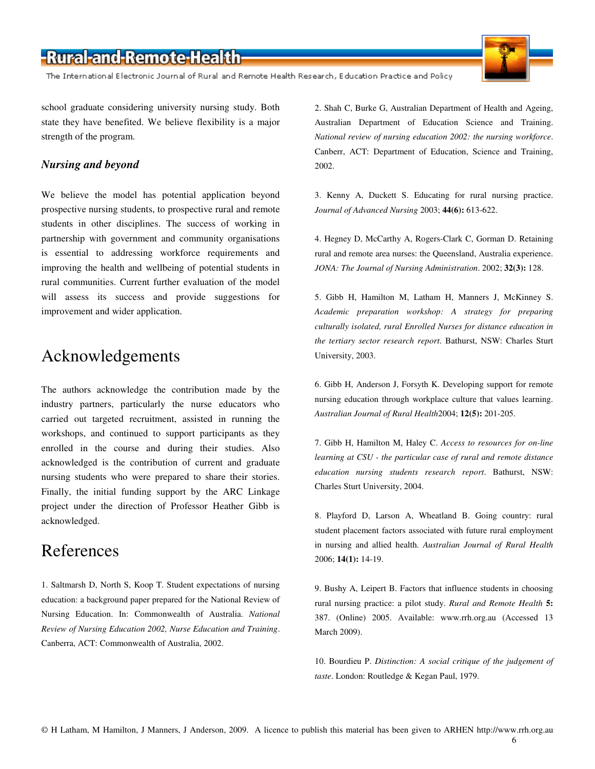school graduate considering university nursing study. Both state they have benefited. We believe flexibility is a major strength of the program.

### *Nursing and beyond*

We believe the model has potential application beyond prospective nursing students, to prospective rural and remote students in other disciplines. The success of working in partnership with government and community organisations is essential to addressing workforce requirements and improving the health and wellbeing of potential students in rural communities. Current further evaluation of the model will assess its success and provide suggestions for improvement and wider application.

## Acknowledgements

The authors acknowledge the contribution made by the industry partners, particularly the nurse educators who carried out targeted recruitment, assisted in running the workshops, and continued to support participants as they enrolled in the course and during their studies. Also acknowledged is the contribution of current and graduate nursing students who were prepared to share their stories. Finally, the initial funding support by the ARC Linkage project under the direction of Professor Heather Gibb is acknowledged.

## References

1. Saltmarsh D, North S, Koop T. Student expectations of nursing education: a background paper prepared for the National Review of Nursing Education. In: Commonwealth of Australia. *National Review of Nursing Education 2002, Nurse Education and Training*. Canberra, ACT: Commonwealth of Australia, 2002.

2. Shah C, Burke G, Australian Department of Health and Ageing, Australian Department of Education Science and Training. *National review of nursing education 2002: the nursing workforce*. Canberr, ACT: Department of Education, Science and Training, 2002.

3. Kenny A, Duckett S. Educating for rural nursing practice. *Journal of Advanced Nursing* 2003; **44(6):** 613-622.

4. Hegney D, McCarthy A, Rogers-Clark C, Gorman D. Retaining rural and remote area nurses: the Queensland, Australia experience. *JONA: The Journal of Nursing Administration*. 2002; **32(3):** 128.

5. Gibb H, Hamilton M, Latham H, Manners J, McKinney S. *Academic preparation workshop: A strategy for preparing culturally isolated, rural Enrolled Nurses for distance education in the tertiary sector research report*. Bathurst, NSW: Charles Sturt University, 2003.

6. Gibb H, Anderson J, Forsyth K. Developing support for remote nursing education through workplace culture that values learning. *Australian Journal of Rural Health*2004; **12(5):** 201-205.

7. Gibb H, Hamilton M, Haley C. *Access to resources for on-line learning at CSU - the particular case of rural and remote distance education nursing students research report*. Bathurst, NSW: Charles Sturt University, 2004.

8. Playford D, Larson A, Wheatland B. Going country: rural student placement factors associated with future rural employment in nursing and allied health. *Australian Journal of Rural Health* 2006; **14(1):** 14-19.

9. Bushy A, Leipert B. Factors that influence students in choosing rural nursing practice: a pilot study. *Rural and Remote Health* **5:** 387. (Online) 2005. Available: www.rrh.org.au (Accessed 13 March 2009).

10. Bourdieu P. *Distinction: A social critique of the judgement of taste*. London: Routledge & Kegan Paul, 1979.

© H Latham, M Hamilton, J Manners, J Anderson, 2009. A licence to publish this material has been given to ARHEN http://www.rrh.org.au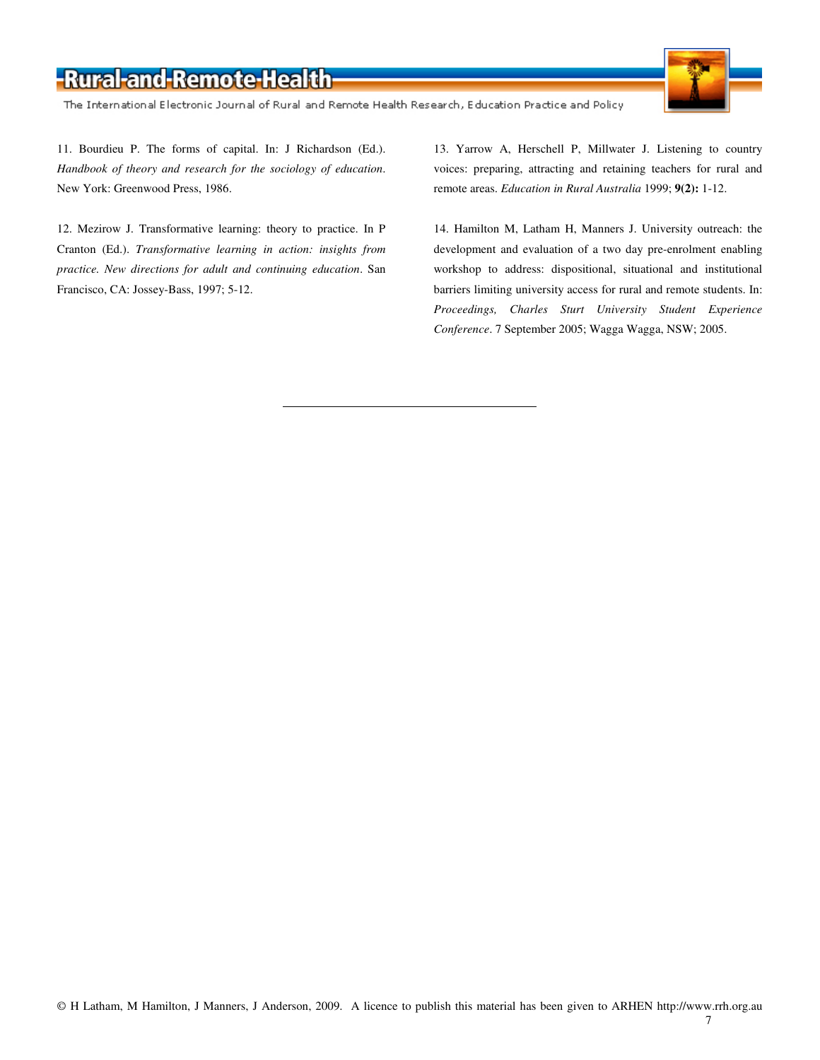11. Bourdieu P. The forms of capital. In: J Richardson (Ed.). *Handbook of theory and research for the sociology of education*. New York: Greenwood Press, 1986.

12. Mezirow J. Transformative learning: theory to practice. In P Cranton (Ed.). *Transformative learning in action: insights from practice. New directions for adult and continuing education*. San Francisco, CA: Jossey-Bass, 1997; 5-12.

13. Yarrow A, Herschell P, Millwater J. Listening to country voices: preparing, attracting and retaining teachers for rural and remote areas. *Education in Rural Australia* 1999; **9(2):** 1-12.

14. Hamilton M, Latham H, Manners J. University outreach: the development and evaluation of a two day pre-enrolment enabling workshop to address: dispositional, situational and institutional barriers limiting university access for rural and remote students. In: *Proceedings, Charles Sturt University Student Experience Conference*. 7 September 2005; Wagga Wagga, NSW; 2005.

---

© H Latham, M Hamilton, J Manners, J Anderson, 2009. A licence to publish this material has been given to ARHEN http://www.rrh.org.au